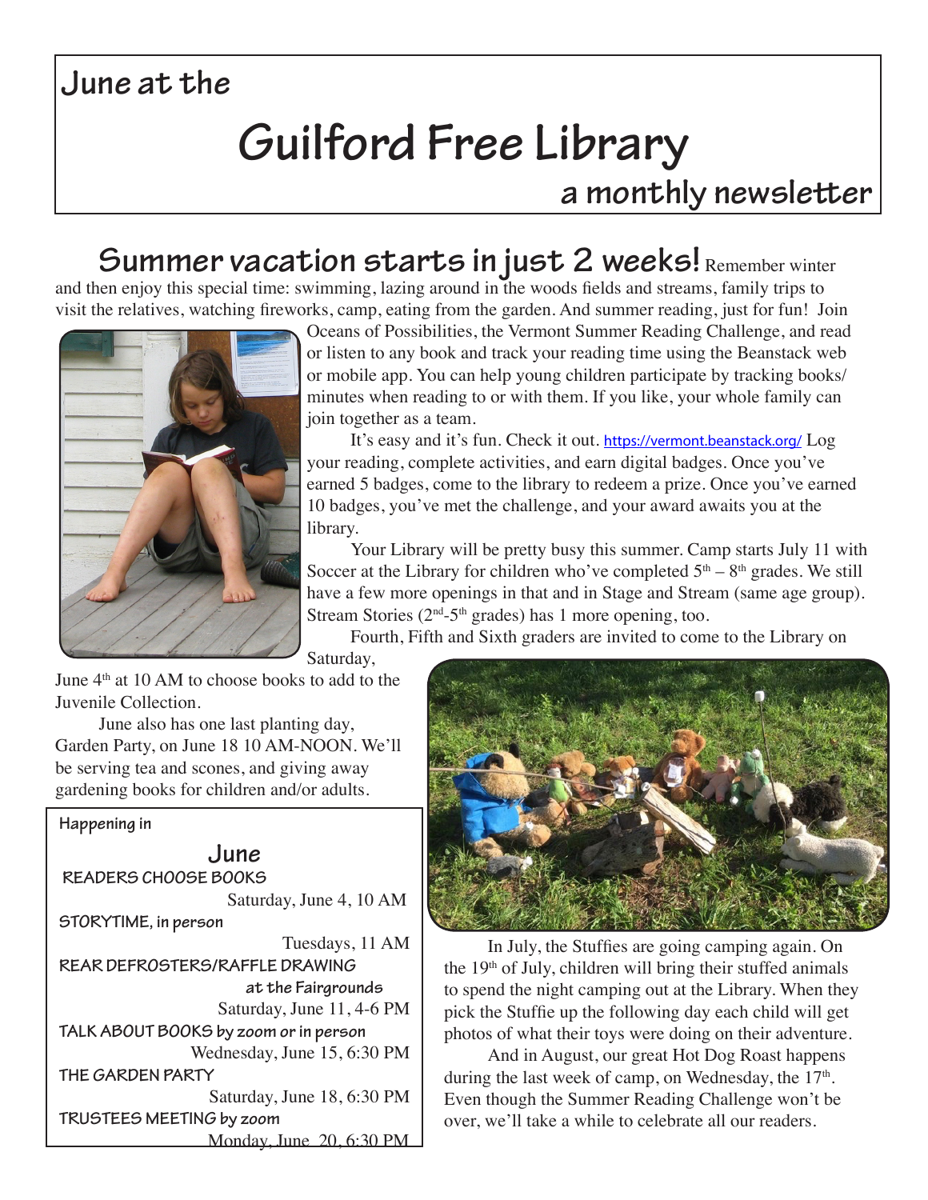# June at the

# Guilford Free Library

## a monthly newsletter

**Summer vacation starts in just 2 weeks!** Remember winter and then enjoy this special time: swimming, lazing around in the woods fields and streams, family trips to visit the relatives, watching fireworks, camp, eating from the garden. And summer reading, just for fun! Join Oceans of Possibilities, the Vermont Summer Reading Challenge, and read or listen to any book and track your reading time using the Beanstack web or mobile app. You can help young children participate by tracking books/minutes when reading to or with them. If you like, your whole family can join together as a team.

It's easy and it's fun. Check it out. https://vermont.beanstack.org/ Log your reading, complete activities, and earn digital badges. Once you've earned 5 badges, come to the library to redeem a prize. Once you've earned 10 badges, you've met the challenge, and your award awaits you at the library.

Your Library will be pretty busy this summer. Camp starts July 11 with Soccer at the Library for children who've completed 5th – 8th grades. We still have a few more openings in that and in Stage and Stream (same age group). Stream Stories (2nd-5th grades) has 1 more opening, too.

Fourth, Fifth and Sixth graders are invited to come to the Library on Saturday, June 4th at 10 AM to choose books to add to the Juvenile Collection.

June also has one last planting day, Garden Party, on June 18 10 AM-NOON. We'll be serving tea and scones, and giving away gardening books for children and/or adults.

**Happening in**

**June**

**READERS CHOOSE BOOKS**
Saturday, June 4, 10 AM

**STORYTIME, in person**
Tuesdays, 11 AM

**REAR DEFROSTERS/RAFFLE DRAWING at the Fairgrounds**
Saturday, June 11, 4-6 PM

**TALK ABOUT BOOKS by zoom or in person**
Wednesday, June 15, 6:30 PM

**THE GARDEN PARTY**
Saturday, June 18, 6:30 PM

**TRUSTEES MEETING by zoom**
Monday, June 20, 6:30 PM

In July, the Stuffies are going camping again. On the 19th of July, children will bring their stuffed animals to spend the night camping out at the Library. When they pick the Stuffie up the following day each child will get photos of what their toys were doing on their adventure.

And in August, our great Hot Dog Roast happens during the last week of camp, on Wednesday, the 17th. Even though the Summer Reading Challenge won't be over, we'll take a while to celebrate all our readers.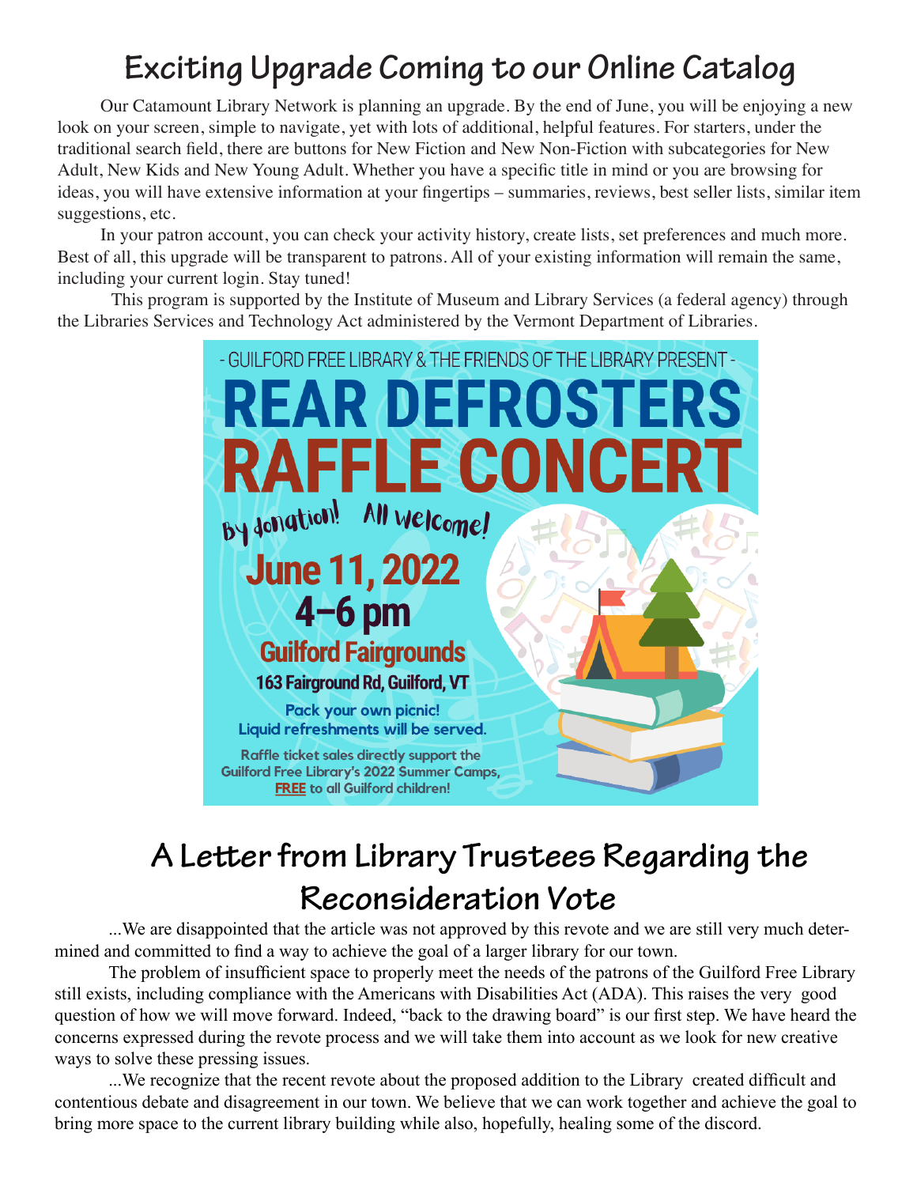# Exciting Upgrade Coming to our Online Catalog

Our Catamount Library Network is planning an upgrade. By the end of June, you will be enjoying a new look on your screen, simple to navigate, yet with lots of additional, helpful features. For starters, under the traditional search field, there are buttons for New Fiction and New Non-Fiction with subcategories for New Adult, New Kids and New Young Adult. Whether you have a specific title in mind or you are browsing for ideas, you will have extensive information at your fingertips – summaries, reviews, best seller lists, similar item suggestions, etc.

In your patron account, you can check your activity history, create lists, set preferences and much more. Best of all, this upgrade will be transparent to patrons. All of your existing information will remain the same, including your current login. Stay tuned!

This program is supported by the Institute of Museum and Library Services (a federal agency) through the Libraries Services and Technology Act administered by the Vermont Department of Libraries.

- GUILFORD FREE LIBRARY & THE FRIENDS OF THE LIBRARY PRESENT -

## REAR DEFROSTERS RAFFLE CONCERT

By donation! All welcome!

**June 11, 2022**
**4–6 pm**

**Guilford Fairgrounds**
**163 Fairground Rd, Guilford, VT**

Pack your own picnic!
Liquid refreshments will be served.

Raffle ticket sales directly support the Guilford Free Library's 2022 Summer Camps, FREE to all Guilford children!

# A Letter from Library Trustees Regarding the Reconsideration Vote

...We are disappointed that the article was not approved by this revote and we are still very much determined and committed to find a way to achieve the goal of a larger library for our town.

The problem of insufficient space to properly meet the needs of the patrons of the Guilford Free Library still exists, including compliance with the Americans with Disabilities Act (ADA). This raises the very good question of how we will move forward. Indeed, "back to the drawing board" is our first step. We have heard the concerns expressed during the revote process and we will take them into account as we look for new creative ways to solve these pressing issues.

...We recognize that the recent revote about the proposed addition to the Library created difficult and contentious debate and disagreement in our town. We believe that we can work together and achieve the goal to bring more space to the current library building while also, hopefully, healing some of the discord.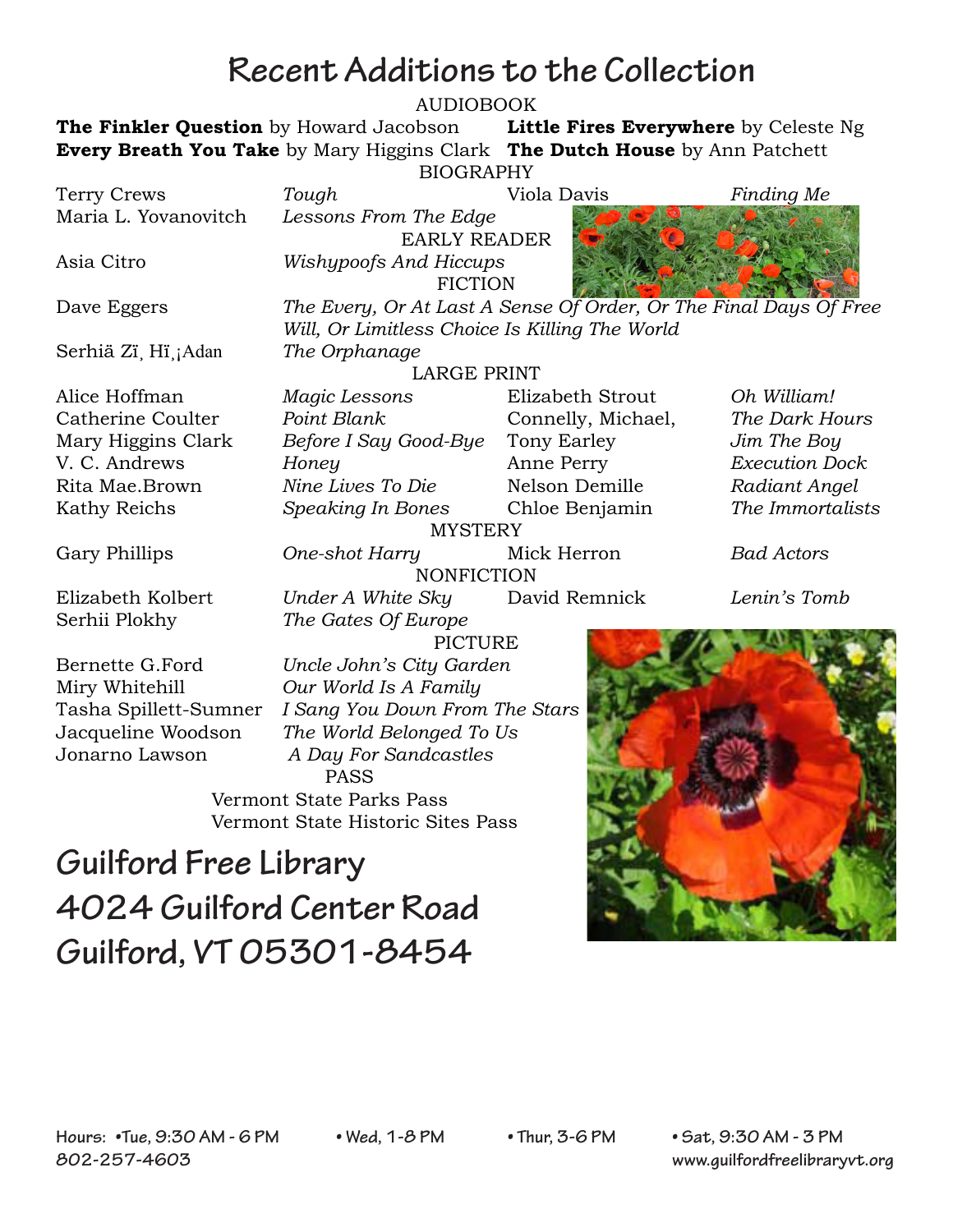# Recent Additions to the Collection

AUDIOBOOK

**The Finkler Question** by Howard Jacobson
**Little Fires Everywhere** by Celeste Ng
**Every Breath You Take** by Mary Higgins Clark
**The Dutch House** by Ann Patchett

BIOGRAPHY

| | |
|---|---|
| Terry Crews | *Tough* |
| Viola Davis | *Finding Me* |
| Maria L. Yovanovitch | *Lessons From The Edge* |

EARLY READER

| | |
|---|---|
| Asia Citro | *Wishypoofs And Hiccups* |

FICTION

| | |
|---|---|
| Dave Eggers | *The Every, Or At Last A Sense Of Order, Or The Final Days Of Free Will, Or Limitless Choice Is Killing The World* |
| Serhiä Zï¸ Hï¸¡Adan | *The Orphanage* |

LARGE PRINT

| | |
|---|---|
| Alice Hoffman | *Magic Lessons* |
| Catherine Coulter | *Point Blank* |
| Mary Higgins Clark | *Before I Say Good-Bye* |
| V. C. Andrews | *Honey* |
| Rita Mae.Brown | *Nine Lives To Die* |
| Kathy Reichs | *Speaking In Bones* |
| Elizabeth Strout | *Oh William!* |
| Connelly, Michael, | *The Dark Hours* |
| Tony Earley | *Jim The Boy* |
| Anne Perry | *Execution Dock* |
| Nelson Demille | *Radiant Angel* |
| Chloe Benjamin | *The Immortalists* |

MYSTERY

| | |
|---|---|
| Gary Phillips | *One-shot Harry* |
| Mick Herron | *Bad Actors* |

NONFICTION

| | |
|---|---|
| Elizabeth Kolbert | *Under A White Sky* |
| David Remnick | *Lenin's Tomb* |
| Serhii Plokhy | *The Gates Of Europe* |

PICTURE

| | |
|---|---|
| Bernette G.Ford | *Uncle John's City Garden* |
| Miry Whitehill | *Our World Is A Family* |
| Tasha Spillett-Sumner | *I Sang You Down From The Stars* |
| Jacqueline Woodson | *The World Belonged To Us* |
| Jonarno Lawson | *A Day For Sandcastles* |

PASS

Vermont State Parks Pass
Vermont State Historic Sites Pass

## Guilford Free Library
## 4024 Guilford Center Road
## Guilford, VT 05301-8454

**Hours: •Tue, 9:30 AM - 6 PM • Wed, 1-8 PM • Thur, 3-6 PM • Sat, 9:30 AM - 3 PM**

**802-257-4603**

**www.guilfordfreelibraryvt.org**